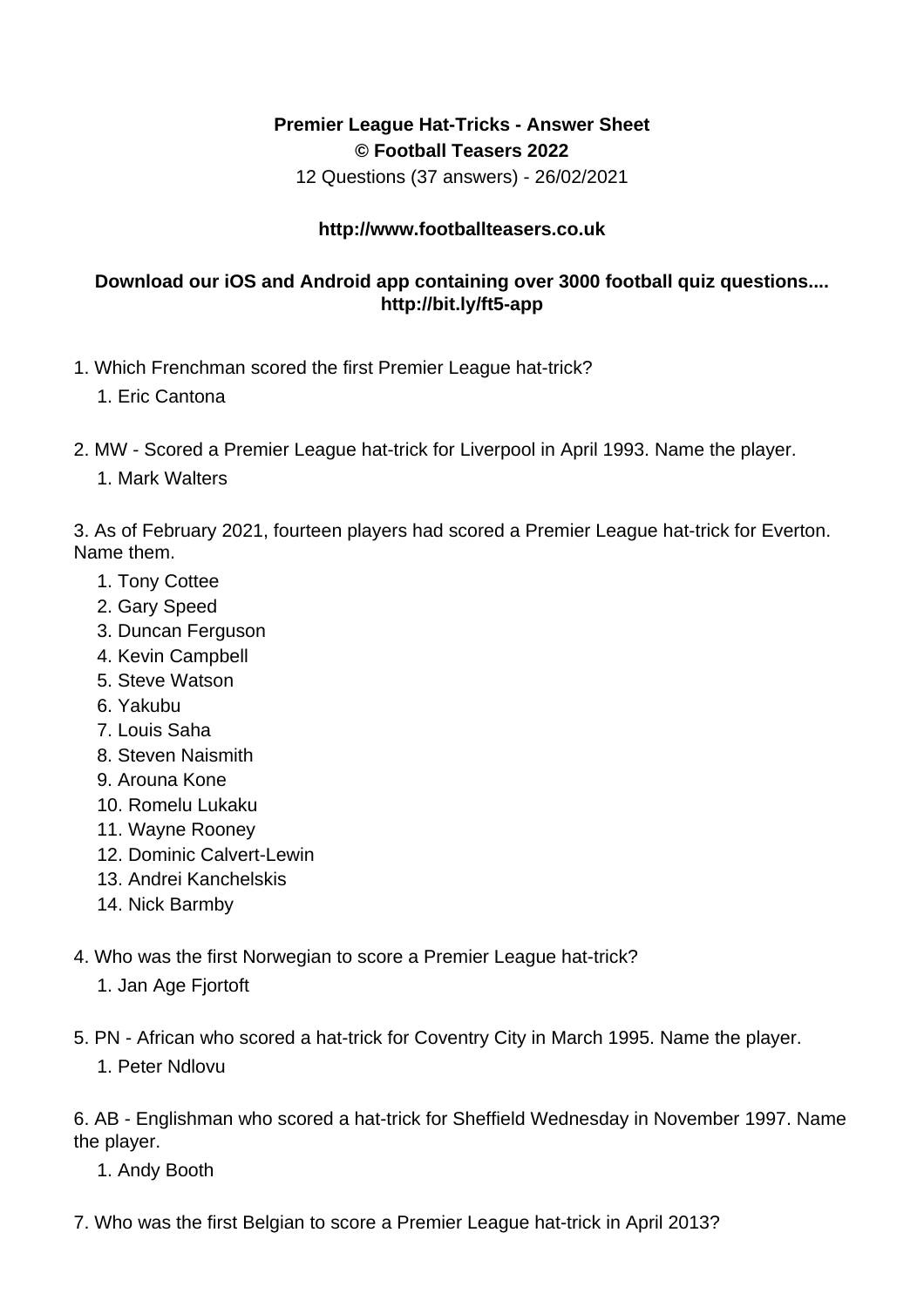**Premier League Hat-Tricks - Answer Sheet**
**© Football Teasers 2022**
12 Questions (37 answers) - 26/02/2021

**http://www.footballteasers.co.uk**

**Download our iOS and Android app containing over 3000 football quiz questions.... http://bit.ly/ft5-app**

1. Which Frenchman scored the first Premier League hat-trick?
    1. Eric Cantona

2. MW - Scored a Premier League hat-trick for Liverpool in April 1993. Name the player.
    1. Mark Walters

3. As of February 2021, fourteen players had scored a Premier League hat-trick for Everton. Name them.
    1. Tony Cottee
    2. Gary Speed
    3. Duncan Ferguson
    4. Kevin Campbell
    5. Steve Watson
    6. Yakubu
    7. Louis Saha
    8. Steven Naismith
    9. Arouna Kone
    10. Romelu Lukaku
    11. Wayne Rooney
    12. Dominic Calvert-Lewin
    13. Andrei Kanchelskis
    14. Nick Barmby

4. Who was the first Norwegian to score a Premier League hat-trick?
    1. Jan Age Fjortoft

5. PN - African who scored a hat-trick for Coventry City in March 1995. Name the player.
    1. Peter Ndlovu

6. AB - Englishman who scored a hat-trick for Sheffield Wednesday in November 1997. Name the player.
    1. Andy Booth

7. Who was the first Belgian to score a Premier League hat-trick in April 2013?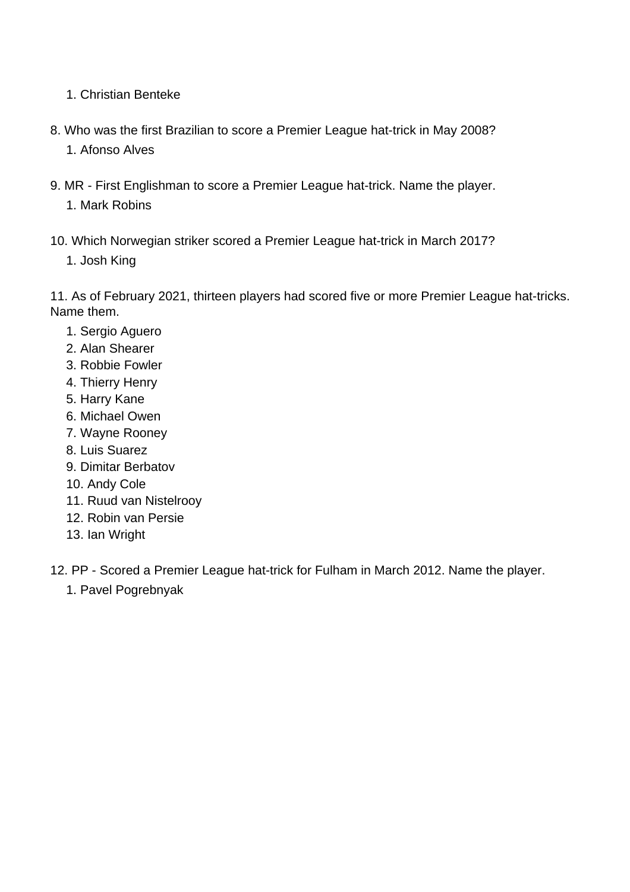1. Christian Benteke

8. Who was the first Brazilian to score a Premier League hat-trick in May 2008?
    1. Afonso Alves

9. MR - First Englishman to score a Premier League hat-trick. Name the player.
    1. Mark Robins

10. Which Norwegian striker scored a Premier League hat-trick in March 2017?
    1. Josh King

11. As of February 2021, thirteen players had scored five or more Premier League hat-tricks. Name them.
    1. Sergio Aguero
    2. Alan Shearer
    3. Robbie Fowler
    4. Thierry Henry
    5. Harry Kane
    6. Michael Owen
    7. Wayne Rooney
    8. Luis Suarez
    9. Dimitar Berbatov
    10. Andy Cole
    11. Ruud van Nistelrooy
    12. Robin van Persie
    13. Ian Wright

12. PP - Scored a Premier League hat-trick for Fulham in March 2012. Name the player.
    1. Pavel Pogrebnyak